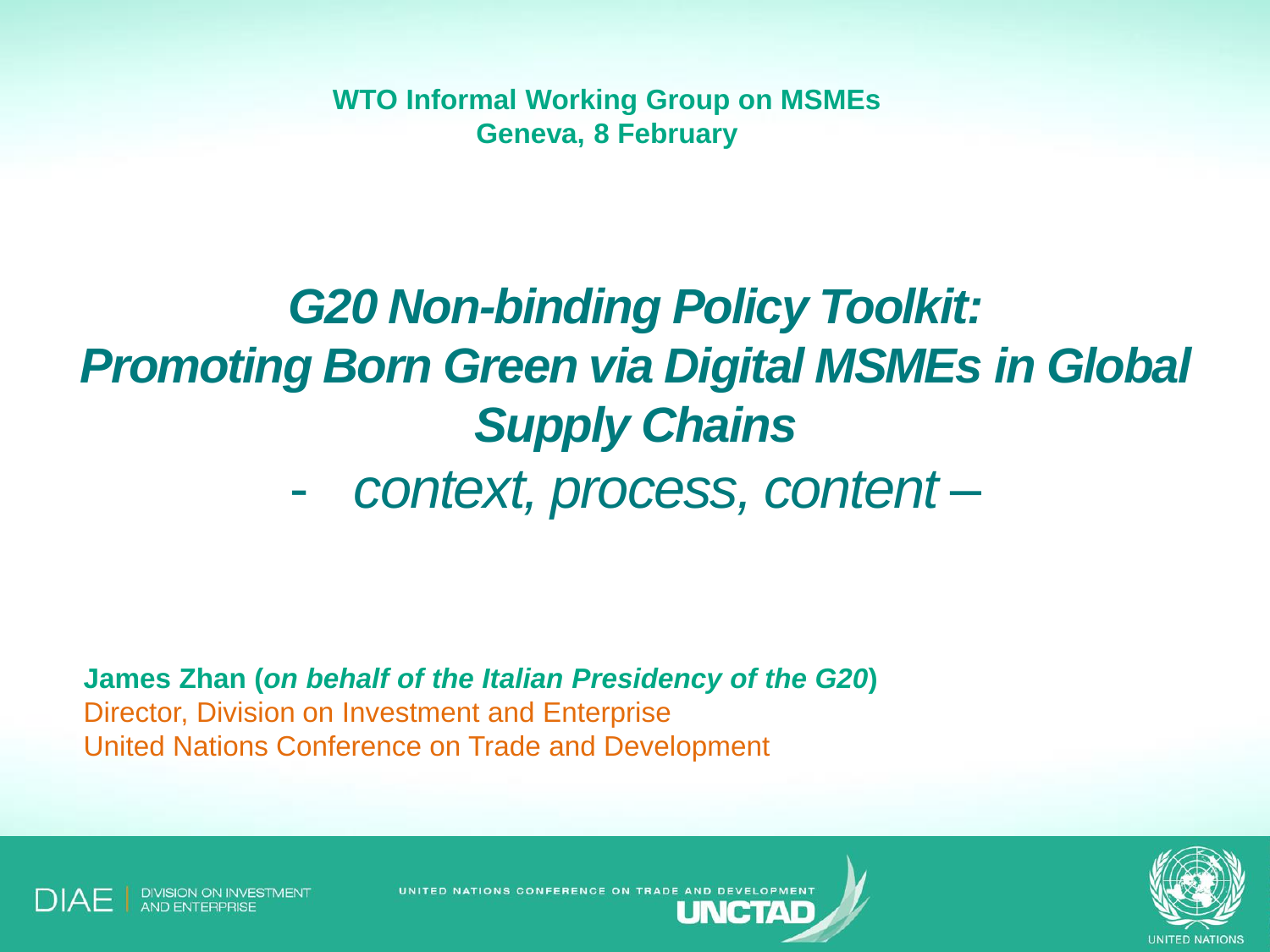**WTO Informal Working Group on MSMEs**
**Geneva, 8 February**

# *G20 Non-binding Policy Toolkit: Promoting Born Green via Digital MSMEs in Global Supply Chains*

## *- context, process, content –*

**James Zhan (*on behalf of the Italian Presidency of the G20*)**
Director, Division on Investment and Enterprise
United Nations Conference on Trade and Development

DIAE | DIVISION ON INVESTMENT AND ENTERPRISE

UNITED NATIONS CONFERENCE ON TRADE AND DEVELOPMENT
UNCTAD

UNITED NATIONS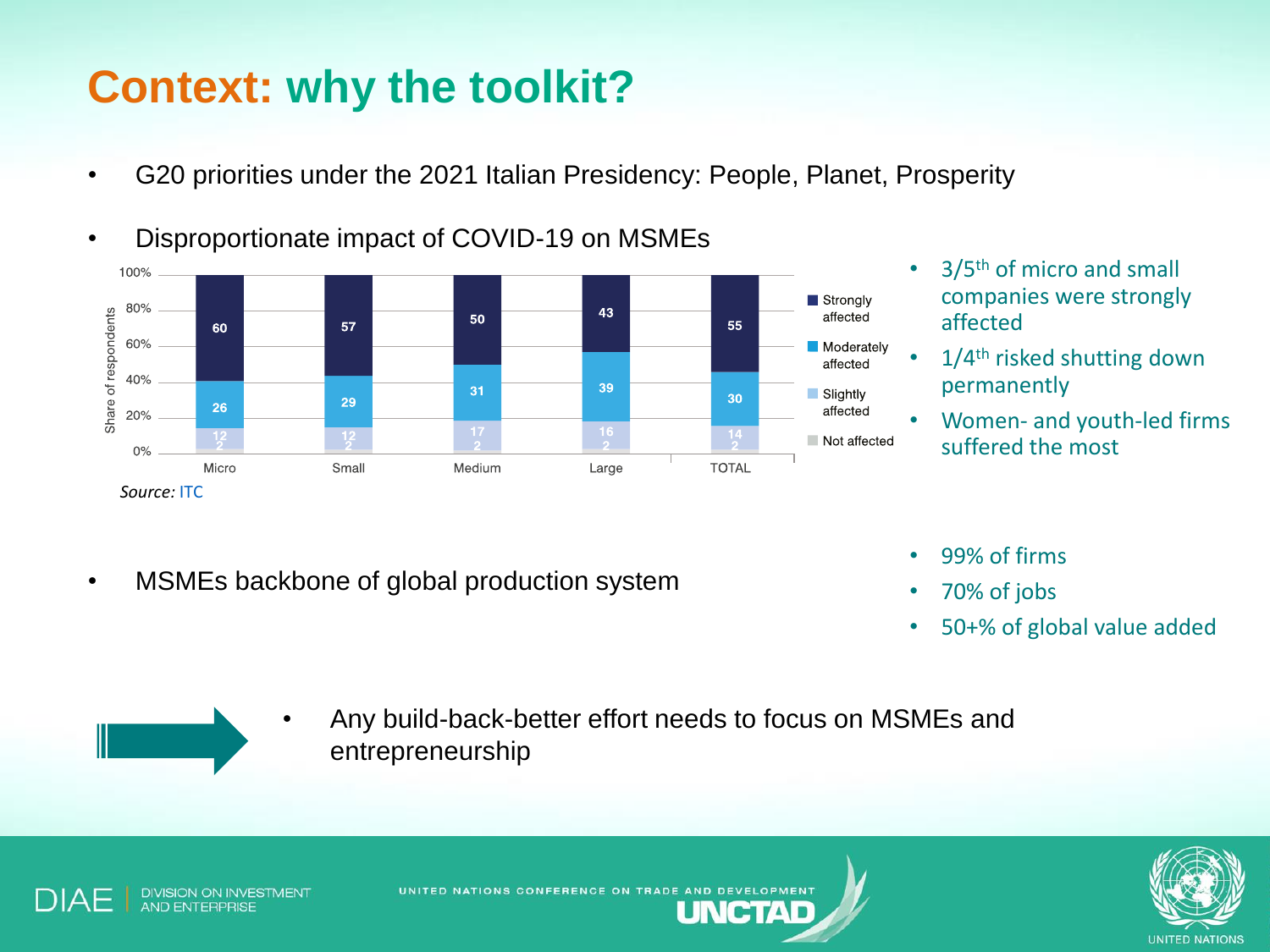# Context: why the toolkit?

- G20 priorities under the 2021 Italian Presidency: People, Planet, Prosperity
- Disproportionate impact of COVID-19 on MSMEs

| Share of respondents (%) | Micro | Small | Medium | Large | TOTAL |
|---|---|---|---|---|---|
| Strongly affected | 60 | 57 | 50 | 43 | 55 |
| Moderately affected | 26 | 29 | 31 | 39 | 30 |
| Slightly affected | 12 | 12 | 17 | 16 | 14 |
| Not affected | 2 | 2 | 2 | 2 | 2 |

*Source:* ITC

- 3/5th of micro and small companies were strongly affected
- 1/4th risked shutting down permanently
- Women- and youth-led firms suffered the most

- MSMEs backbone of global production system

- 99% of firms
- 70% of jobs
- 50+% of global value added

- Any build-back-better effort needs to focus on MSMEs and entrepreneurship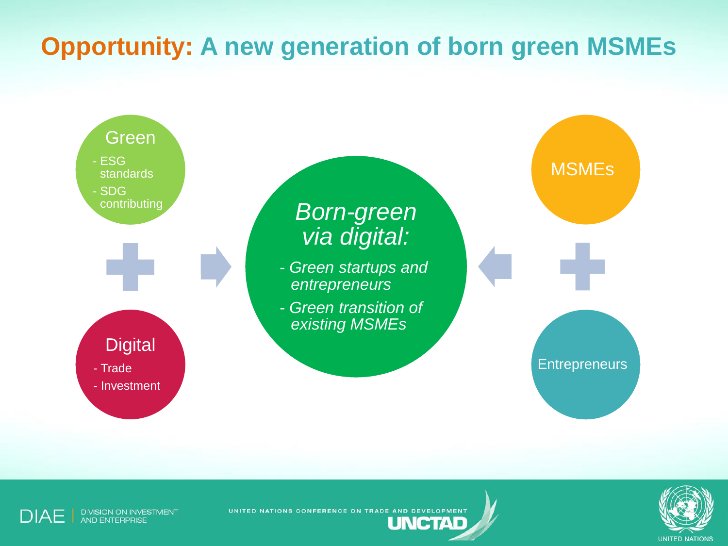# **Opportunity:** A new generation of born green MSMEs

**Green**
- ESG standards
- SDG contributing

**Digital**
- Trade
- Investment

*Born-green via digital:*
- *Green startups and entrepreneurs*
- *Green transition of existing MSMEs*

**MSMEs**

**Entrepreneurs**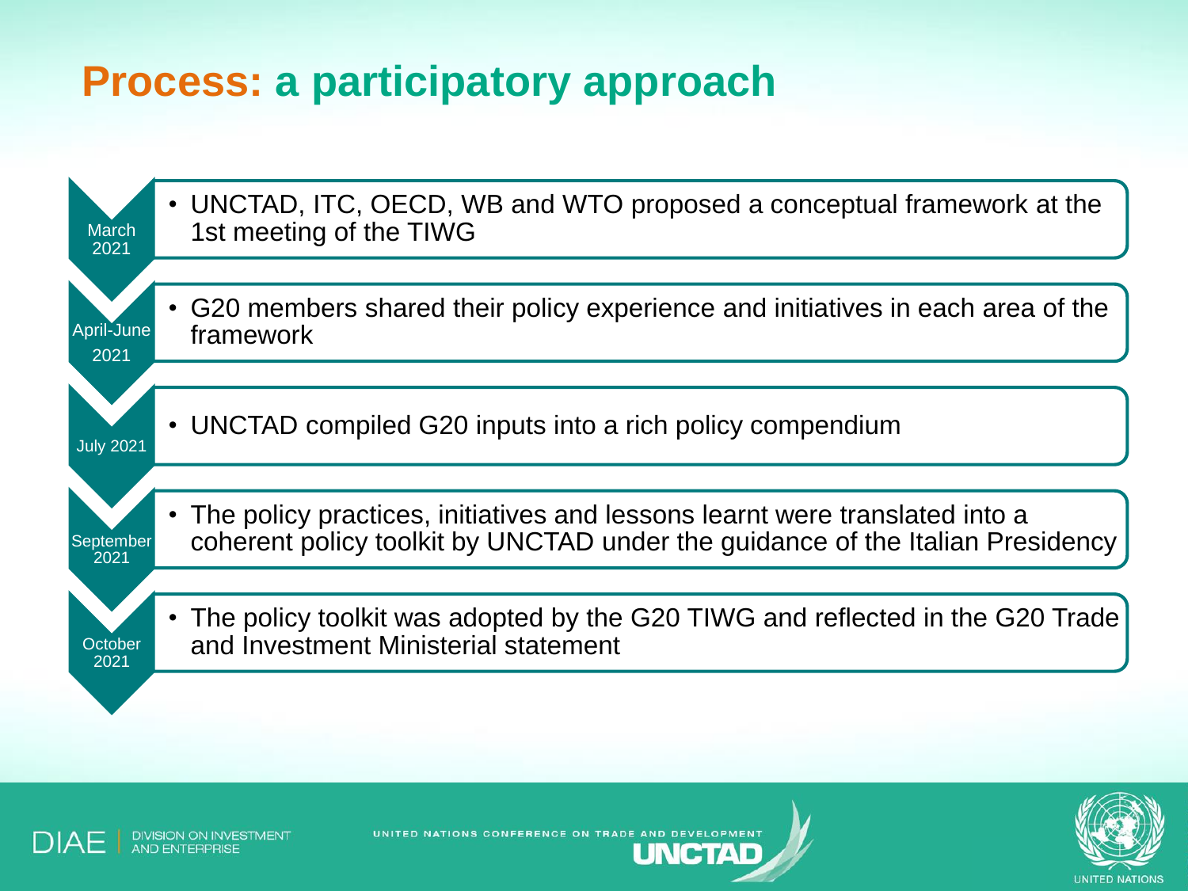# Process: a participatory approach

**March 2021**
- UNCTAD, ITC, OECD, WB and WTO proposed a conceptual framework at the 1st meeting of the TIWG

**April-June 2021**
- G20 members shared their policy experience and initiatives in each area of the framework

**July 2021**
- UNCTAD compiled G20 inputs into a rich policy compendium

**September 2021**
- The policy practices, initiatives and lessons learnt were translated into a coherent policy toolkit by UNCTAD under the guidance of the Italian Presidency

**October 2021**
- The policy toolkit was adopted by the G20 TIWG and reflected in the G20 Trade and Investment Ministerial statement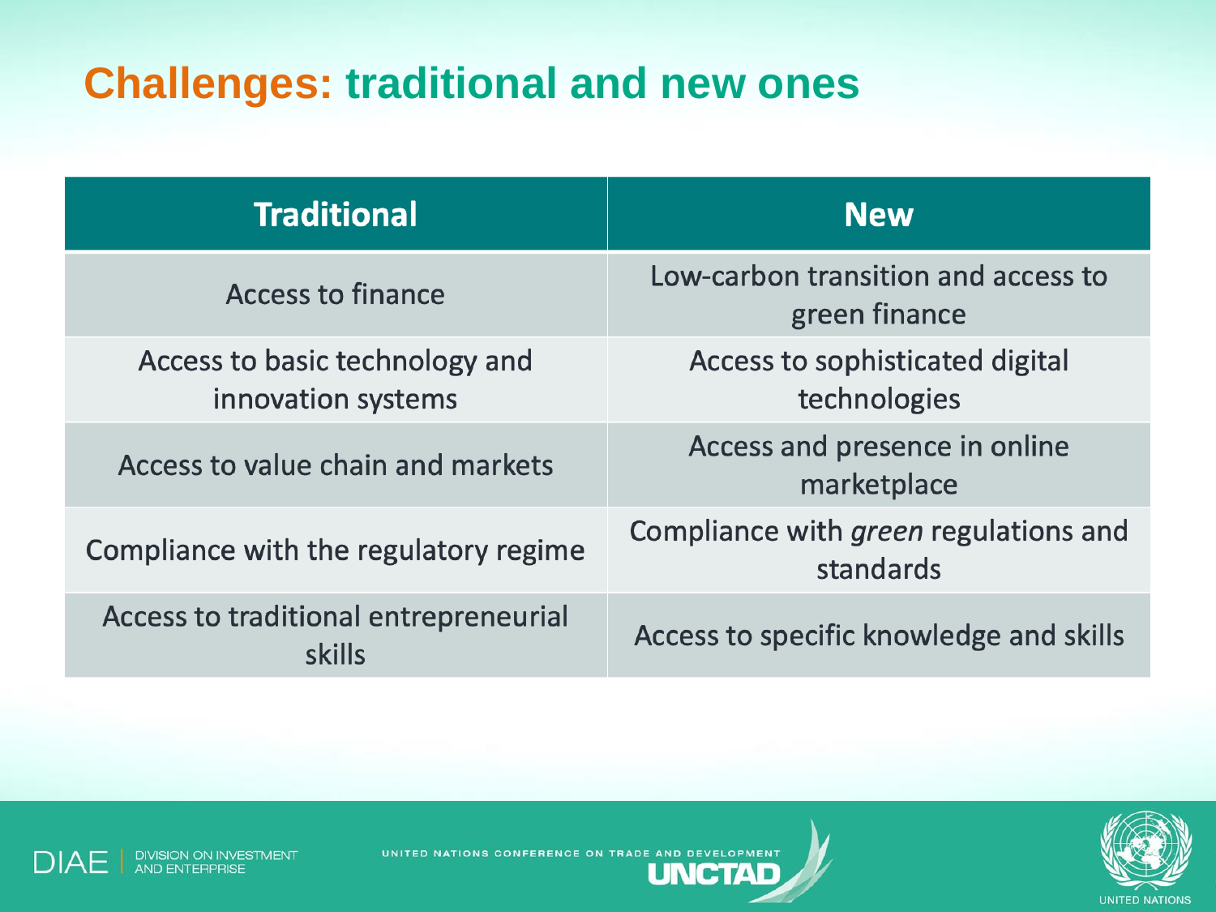# Challenges: traditional and new ones

| Traditional | New |
|---|---|
| Access to finance | Low-carbon transition and access to green finance |
| Access to basic technology and innovation systems | Access to sophisticated digital technologies |
| Access to value chain and markets | Access and presence in online marketplace |
| Compliance with the regulatory regime | Compliance with *green* regulations and standards |
| Access to traditional entrepreneurial skills | Access to specific knowledge and skills |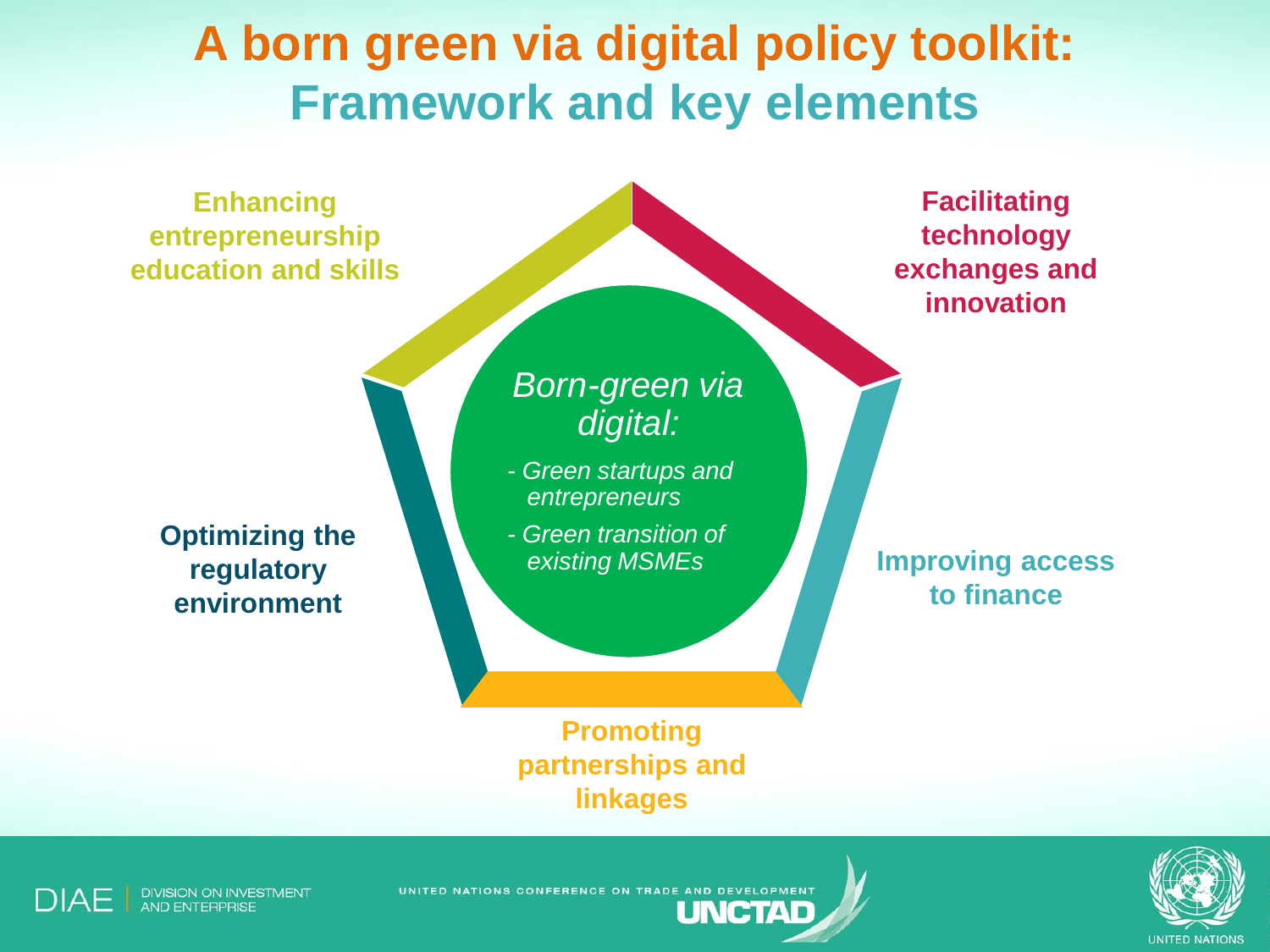# A born green via digital policy toolkit: Framework and key elements

*Born-green via digital:*

- *Green startups and entrepreneurs*
- *Green transition of existing MSMEs*

**Enhancing entrepreneurship education and skills**

**Facilitating technology exchanges and innovation**

**Improving access to finance**

**Promoting partnerships and linkages**

**Optimizing the regulatory environment**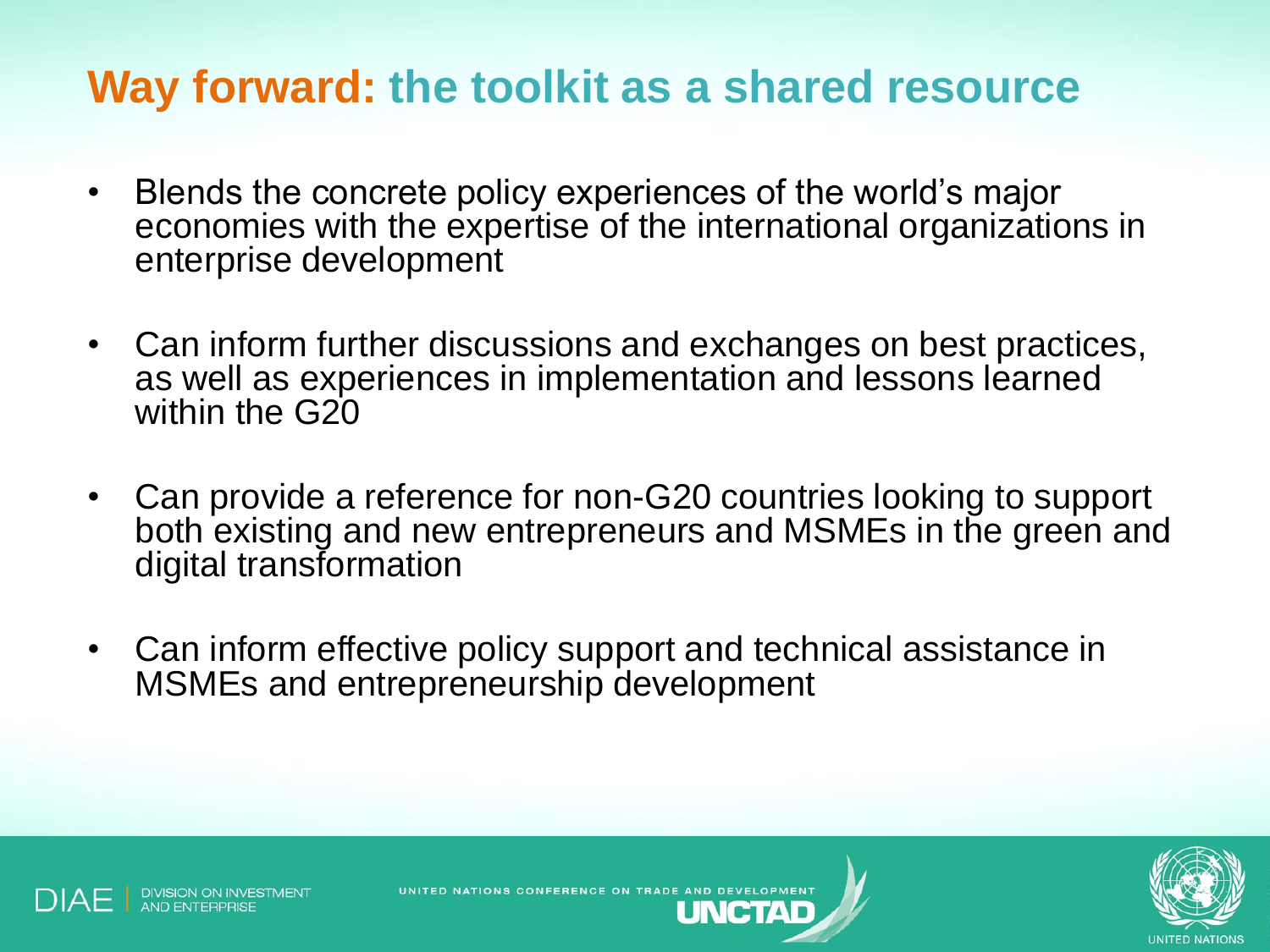# Way forward: the toolkit as a shared resource

- Blends the concrete policy experiences of the world's major economies with the expertise of the international organizations in enterprise development

- Can inform further discussions and exchanges on best practices, as well as experiences in implementation and lessons learned within the G20

- Can provide a reference for non-G20 countries looking to support both existing and new entrepreneurs and MSMEs in the green and digital transformation

- Can inform effective policy support and technical assistance in MSMEs and entrepreneurship development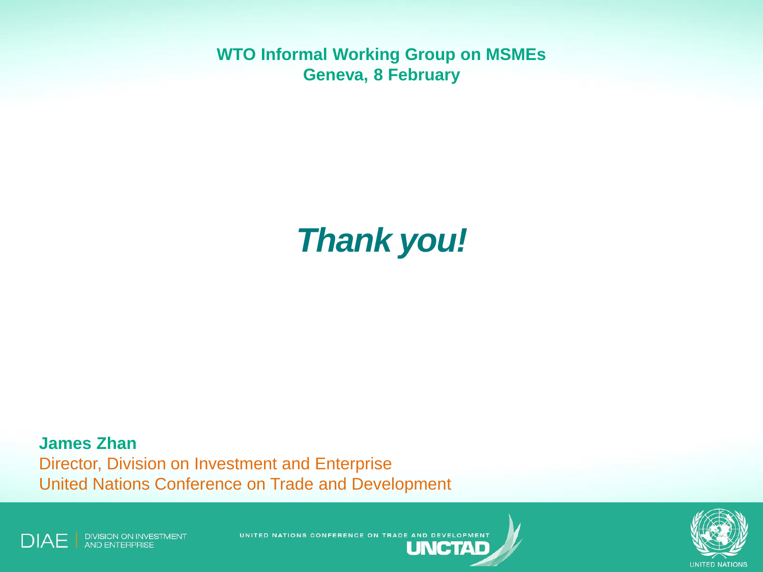**WTO Informal Working Group on MSMEs**
**Geneva, 8 February**

# *Thank you!*

**James Zhan**
Director, Division on Investment and Enterprise
United Nations Conference on Trade and Development

DIAE | DIVISION ON INVESTMENT AND ENTERPRISE

UNITED NATIONS CONFERENCE ON TRADE AND DEVELOPMENT
UNCTAD

UNITED NATIONS